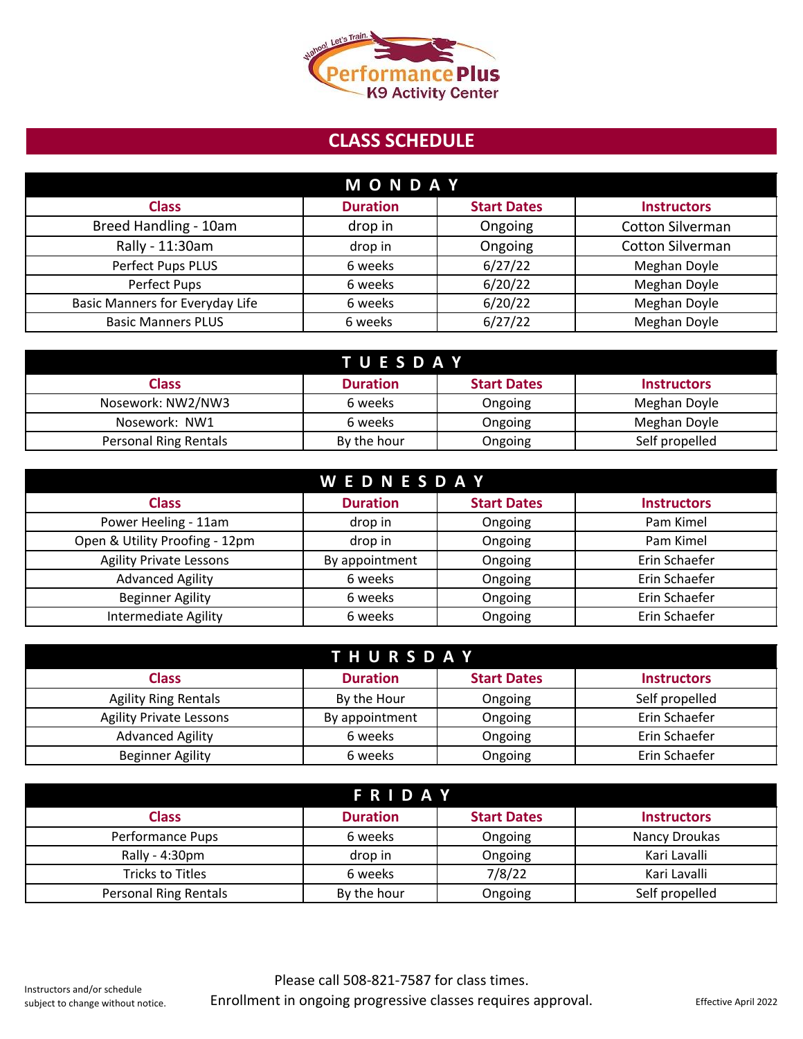Wahoo! Let's Train. Performance Plus K9 Activity Center

# CLASS SCHEDULE

## MONDAY

| Class | Duration | Start Dates | Instructors |
|---|---|---|---|
| Breed Handling - 10am | drop in | Ongoing | Cotton Silverman |
| Rally - 11:30am | drop in | Ongoing | Cotton Silverman |
| Perfect Pups PLUS | 6 weeks | 6/27/22 | Meghan Doyle |
| Perfect Pups | 6 weeks | 6/20/22 | Meghan Doyle |
| Basic Manners for Everyday Life | 6 weeks | 6/20/22 | Meghan Doyle |
| Basic Manners PLUS | 6 weeks | 6/27/22 | Meghan Doyle |

## TUESDAY

| Class | Duration | Start Dates | Instructors |
|---|---|---|---|
| Nosework: NW2/NW3 | 6 weeks | Ongoing | Meghan Doyle |
| Nosework: NW1 | 6 weeks | Ongoing | Meghan Doyle |
| Personal Ring Rentals | By the hour | Ongoing | Self propelled |

## WEDNESDAY

| Class | Duration | Start Dates | Instructors |
|---|---|---|---|
| Power Heeling - 11am | drop in | Ongoing | Pam Kimel |
| Open & Utility Proofing - 12pm | drop in | Ongoing | Pam Kimel |
| Agility Private Lessons | By appointment | Ongoing | Erin Schaefer |
| Advanced Agility | 6 weeks | Ongoing | Erin Schaefer |
| Beginner Agility | 6 weeks | Ongoing | Erin Schaefer |
| Intermediate Agility | 6 weeks | Ongoing | Erin Schaefer |

## THURSDAY

| Class | Duration | Start Dates | Instructors |
|---|---|---|---|
| Agility Ring Rentals | By the Hour | Ongoing | Self propelled |
| Agility Private Lessons | By appointment | Ongoing | Erin Schaefer |
| Advanced Agility | 6 weeks | Ongoing | Erin Schaefer |
| Beginner Agility | 6 weeks | Ongoing | Erin Schaefer |

## FRIDAY

| Class | Duration | Start Dates | Instructors |
|---|---|---|---|
| Performance Pups | 6 weeks | Ongoing | Nancy Droukas |
| Rally - 4:30pm | drop in | Ongoing | Kari Lavalli |
| Tricks to Titles | 6 weeks | 7/8/22 | Kari Lavalli |
| Personal Ring Rentals | By the hour | Ongoing | Self propelled |

Please call 508-821-7587 for class times.
Enrollment in ongoing progressive classes requires approval.

Instructors and/or schedule subject to change without notice.

Effective April 2022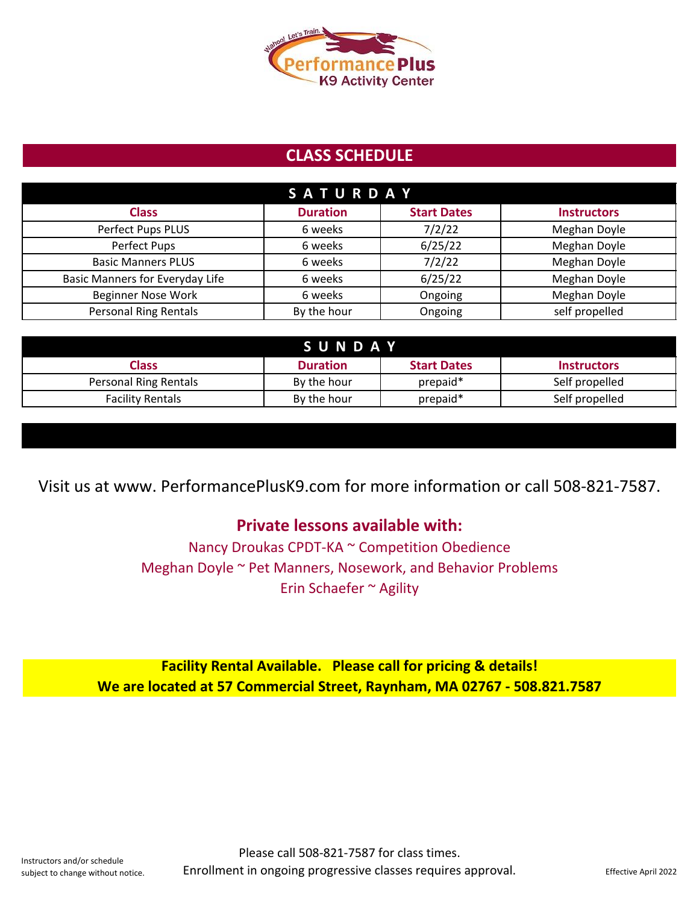Performance Plus K9 Activity Center

Wahoo! Let's Train.

## CLASS SCHEDULE

### SATURDAY

| Class | Duration | Start Dates | Instructors |
| --- | --- | --- | --- |
| Perfect Pups PLUS | 6 weeks | 7/2/22 | Meghan Doyle |
| Perfect Pups | 6 weeks | 6/25/22 | Meghan Doyle |
| Basic Manners PLUS | 6 weeks | 7/2/22 | Meghan Doyle |
| Basic Manners for Everyday Life | 6 weeks | 6/25/22 | Meghan Doyle |
| Beginner Nose Work | 6 weeks | Ongoing | Meghan Doyle |
| Personal Ring Rentals | By the hour | Ongoing | self propelled |

### SUNDAY

| Class | Duration | Start Dates | Instructors |
| --- | --- | --- | --- |
| Personal Ring Rentals | By the hour | prepaid* | Self propelled |
| Facility Rentals | By the hour | prepaid* | Self propelled |

Visit us at www. PerformancePlusK9.com for more information or call 508-821-7587.

**Private lessons available with:**

Nancy Droukas CPDT-KA ~ Competition Obedience
Meghan Doyle ~ Pet Manners, Nosework, and Behavior Problems
Erin Schaefer ~ Agility

**Facility Rental Available. Please call for pricing & details!**
**We are located at 57 Commercial Street, Raynham, MA 02767 - 508.821.7587**

Please call 508-821-7587 for class times.
Enrollment in ongoing progressive classes requires approval.

Instructors and/or schedule subject to change without notice.

Effective April 2022